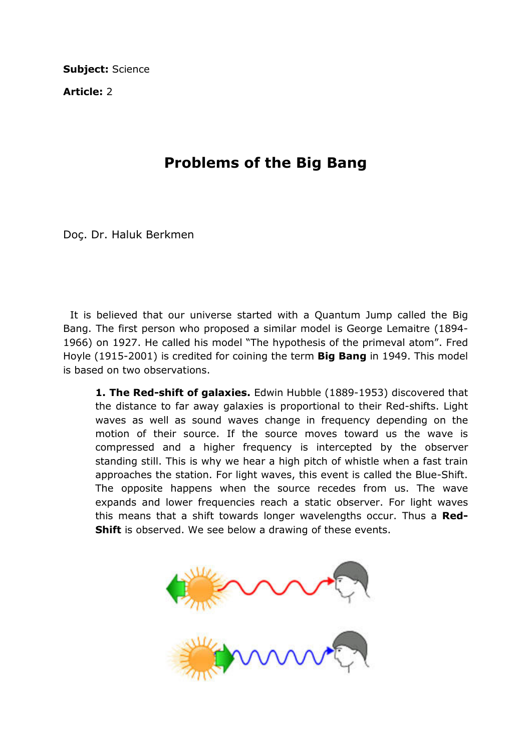**Subject:** Science

**Article:** 2

# Problems of the Big Bang

Doç. Dr. Haluk Berkmen

It is believed that our universe started with a Quantum Jump called the Big Bang. The first person who proposed a similar model is George Lemaitre (1894-1966) on 1927. He called his model "The hypothesis of the primeval atom". Fred Hoyle (1915-2001) is credited for coining the term **Big Bang** in 1949. This model is based on two observations.

> **1. The Red-shift of galaxies.** Edwin Hubble (1889-1953) discovered that the distance to far away galaxies is proportional to their Red-shifts. Light waves as well as sound waves change in frequency depending on the motion of their source. If the source moves toward us the wave is compressed and a higher frequency is intercepted by the observer standing still. This is why we hear a high pitch of whistle when a fast train approaches the station. For light waves, this event is called the Blue-Shift. The opposite happens when the source recedes from us. The wave expands and lower frequencies reach a static observer. For light waves this means that a shift towards longer wavelengths occur. Thus a **Red-Shift** is observed. We see below a drawing of these events.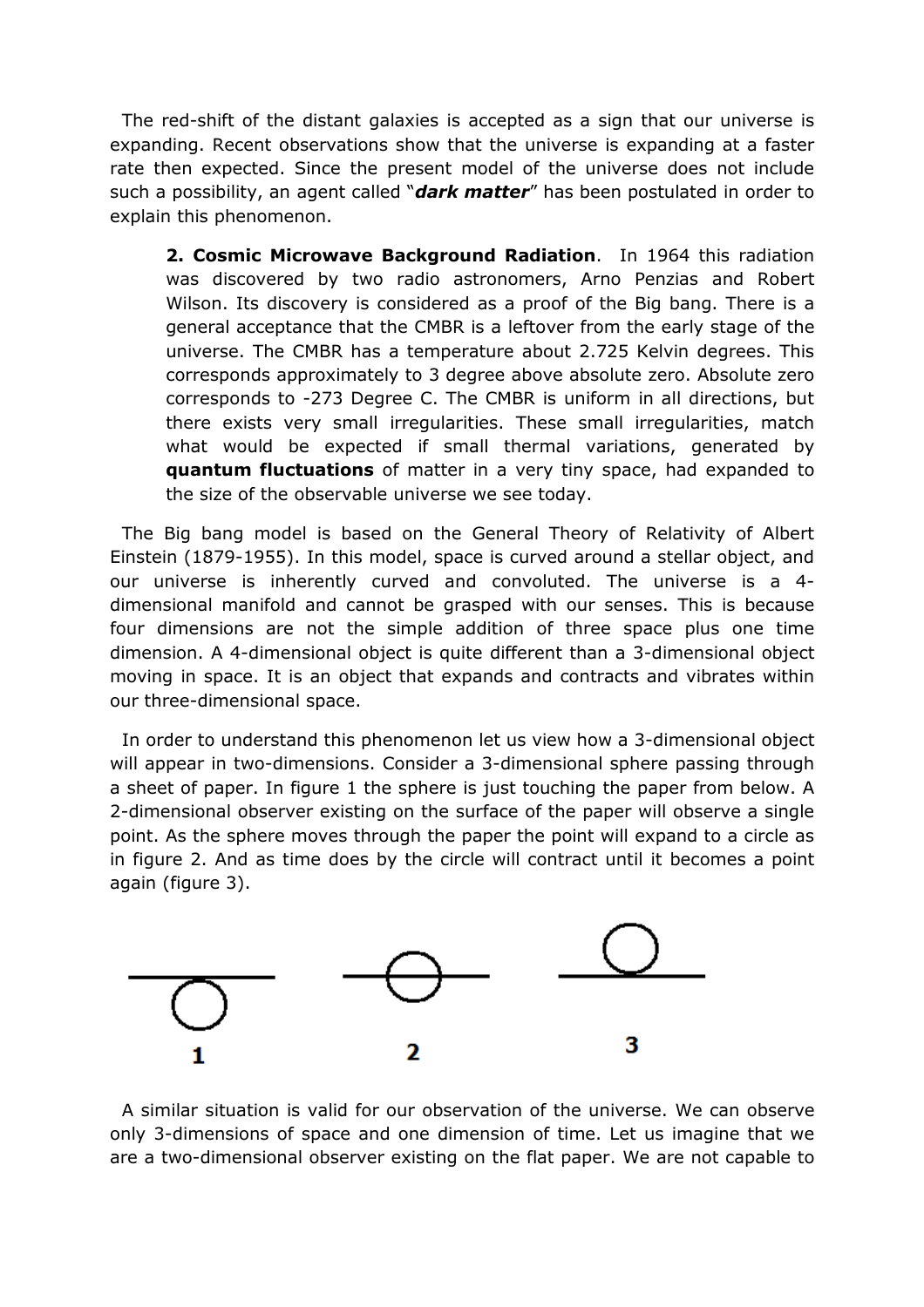The red-shift of the distant galaxies is accepted as a sign that our universe is expanding. Recent observations show that the universe is expanding at a faster rate then expected. Since the present model of the universe does not include such a possibility, an agent called "***dark matter***" has been postulated in order to explain this phenomenon.

> **2. Cosmic Microwave Background Radiation**. In 1964 this radiation was discovered by two radio astronomers, Arno Penzias and Robert Wilson. Its discovery is considered as a proof of the Big bang. There is a general acceptance that the CMBR is a leftover from the early stage of the universe. The CMBR has a temperature about 2.725 Kelvin degrees. This corresponds approximately to 3 degree above absolute zero. Absolute zero corresponds to -273 Degree C. The CMBR is uniform in all directions, but there exists very small irregularities. These small irregularities, match what would be expected if small thermal variations, generated by **quantum fluctuations** of matter in a very tiny space, had expanded to the size of the observable universe we see today.

The Big bang model is based on the General Theory of Relativity of Albert Einstein (1879-1955). In this model, space is curved around a stellar object, and our universe is inherently curved and convoluted. The universe is a 4-dimensional manifold and cannot be grasped with our senses. This is because four dimensions are not the simple addition of three space plus one time dimension. A 4-dimensional object is quite different than a 3-dimensional object moving in space. It is an object that expands and contracts and vibrates within our three-dimensional space.

In order to understand this phenomenon let us view how a 3-dimensional object will appear in two-dimensions. Consider a 3-dimensional sphere passing through a sheet of paper. In figure 1 the sphere is just touching the paper from below. A 2-dimensional observer existing on the surface of the paper will observe a single point. As the sphere moves through the paper the point will expand to a circle as in figure 2. And as time does by the circle will contract until it becomes a point again (figure 3).

1 2 3

A similar situation is valid for our observation of the universe. We can observe only 3-dimensions of space and one dimension of time. Let us imagine that we are a two-dimensional observer existing on the flat paper. We are not capable to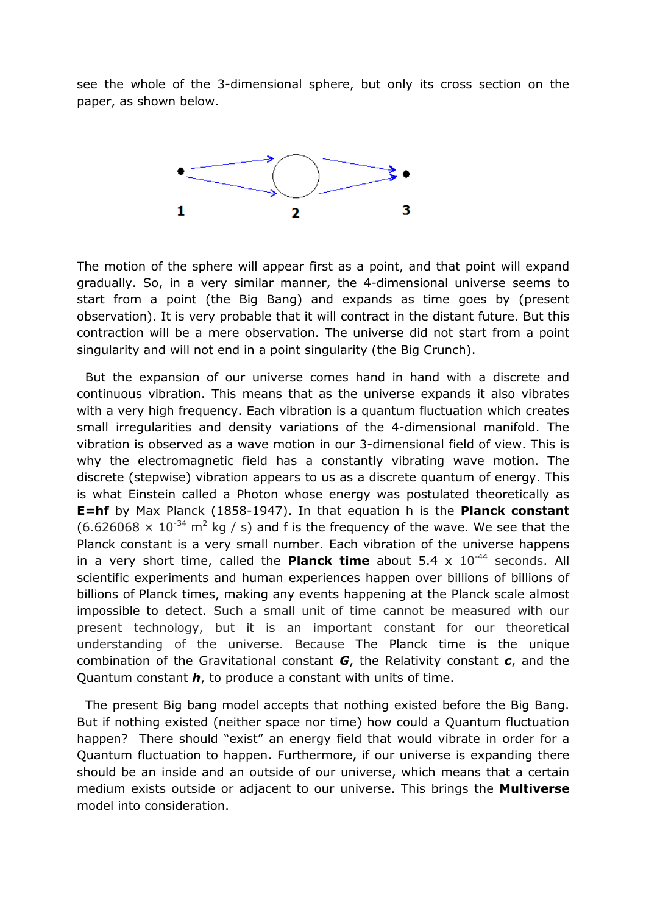see the whole of the 3-dimensional sphere, but only its cross section on the paper, as shown below.

1 2 3

The motion of the sphere will appear first as a point, and that point will expand gradually. So, in a very similar manner, the 4-dimensional universe seems to start from a point (the Big Bang) and expands as time goes by (present observation). It is very probable that it will contract in the distant future. But this contraction will be a mere observation. The universe did not start from a point singularity and will not end in a point singularity (the Big Crunch).

But the expansion of our universe comes hand in hand with a discrete and continuous vibration. This means that as the universe expands it also vibrates with a very high frequency. Each vibration is a quantum fluctuation which creates small irregularities and density variations of the 4-dimensional manifold. The vibration is observed as a wave motion in our 3-dimensional field of view. This is why the electromagnetic field has a constantly vibrating wave motion. The discrete (stepwise) vibration appears to us as a discrete quantum of energy. This is what Einstein called a Photon whose energy was postulated theoretically as **E=hf** by Max Planck (1858-1947). In that equation h is the **Planck constant** ($6.626068 \times 10^{-34}$ $m^2$ kg / s) and f is the frequency of the wave. We see that the Planck constant is a very small number. Each vibration of the universe happens in a very short time, called the **Planck time** about $5.4 \times 10^{-44}$ seconds. All scientific experiments and human experiences happen over billions of billions of billions of Planck times, making any events happening at the Planck scale almost impossible to detect. Such a small unit of time cannot be measured with our present technology, but it is an important constant for our theoretical understanding of the universe. Because The Planck time is the unique combination of the Gravitational constant ***G***, the Relativity constant ***c***, and the Quantum constant ***h***, to produce a constant with units of time.

The present Big bang model accepts that nothing existed before the Big Bang. But if nothing existed (neither space nor time) how could a Quantum fluctuation happen? There should "exist" an energy field that would vibrate in order for a Quantum fluctuation to happen. Furthermore, if our universe is expanding there should be an inside and an outside of our universe, which means that a certain medium exists outside or adjacent to our universe. This brings the **Multiverse** model into consideration.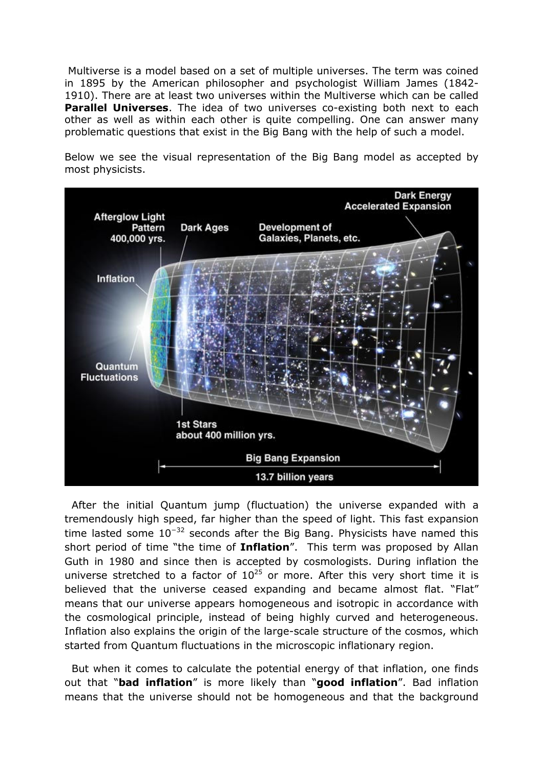Multiverse is a model based on a set of multiple universes. The term was coined in 1895 by the American philosopher and psychologist William James (1842-1910). There are at least two universes within the Multiverse which can be called **Parallel Universes**. The idea of two universes co-existing both next to each other as well as within each other is quite compelling. One can answer many problematic questions that exist in the Big Bang with the help of such a model.

Below we see the visual representation of the Big Bang model as accepted by most physicists.

After the initial Quantum jump (fluctuation) the universe expanded with a tremendously high speed, far higher than the speed of light. This fast expansion time lasted some $10^{-32}$ seconds after the Big Bang. Physicists have named this short period of time "the time of **Inflation**". This term was proposed by Allan Guth in 1980 and since then is accepted by cosmologists. During inflation the universe stretched to a factor of $10^{25}$ or more. After this very short time it is believed that the universe ceased expanding and became almost flat. "Flat" means that our universe appears homogeneous and isotropic in accordance with the cosmological principle, instead of being highly curved and heterogeneous. Inflation also explains the origin of the large-scale structure of the cosmos, which started from Quantum fluctuations in the microscopic inflationary region.

But when it comes to calculate the potential energy of that inflation, one finds out that "**bad inflation**" is more likely than "**good inflation**". Bad inflation means that the universe should not be homogeneous and that the background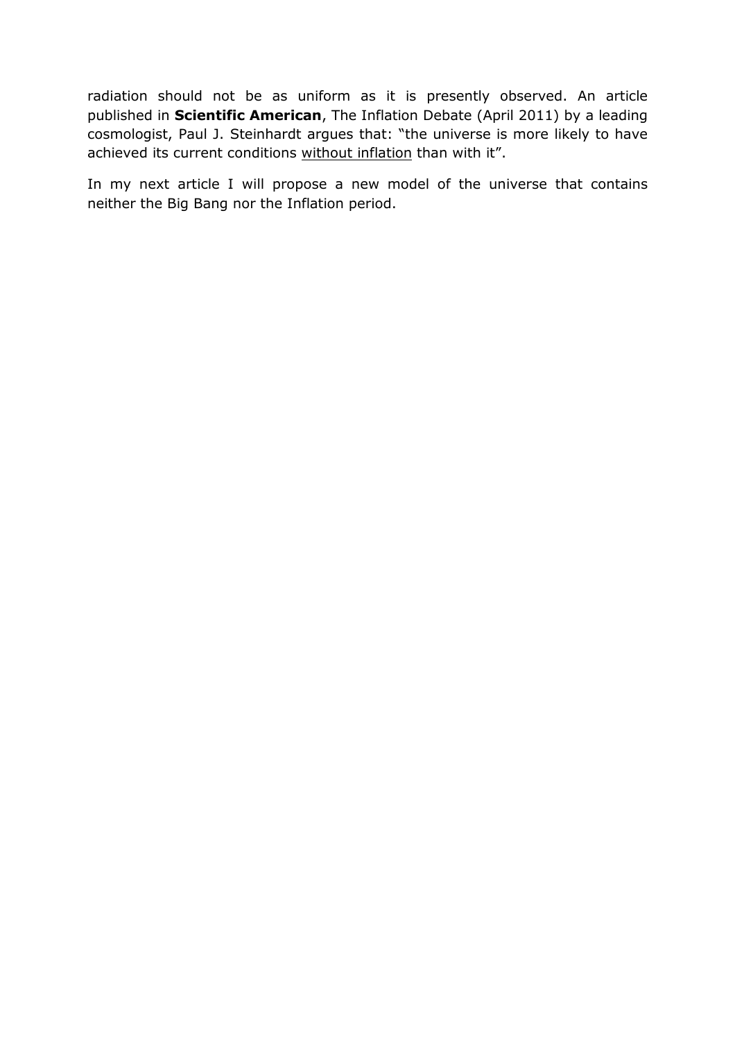radiation should not be as uniform as it is presently observed. An article published in **Scientific American**, The Inflation Debate (April 2011) by a leading cosmologist, Paul J. Steinhardt argues that: "the universe is more likely to have achieved its current conditions <u>without inflation</u> than with it".

In my next article I will propose a new model of the universe that contains neither the Big Bang nor the Inflation period.